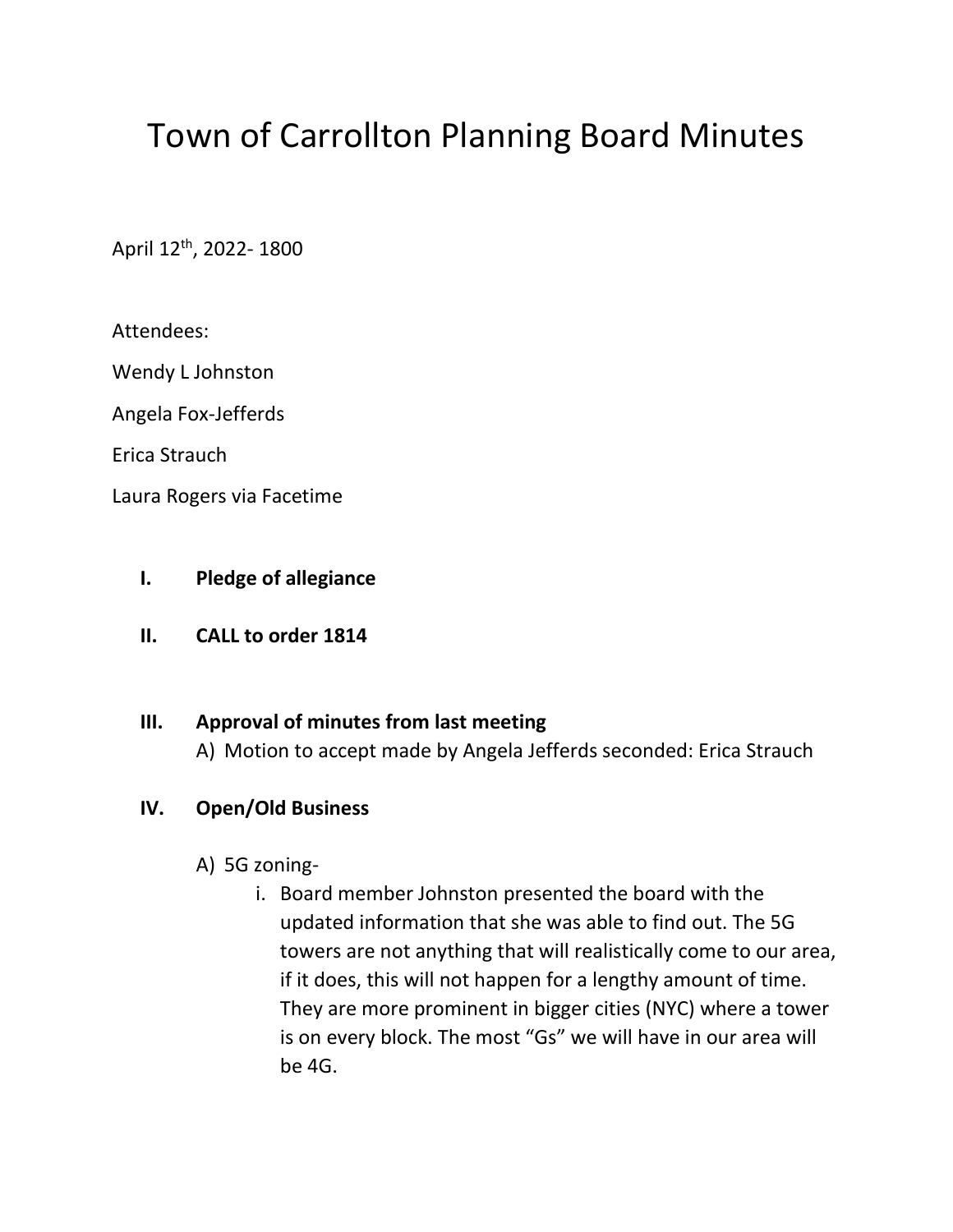# Town of Carrollton Planning Board Minutes

April 12th, 2022- 1800

Attendees:

Wendy L Johnston

Angela Fox-Jefferds

Erica Strauch

Laura Rogers via Facetime

I. **Pledge of allegiance**

II. **CALL to order 1814**

III. **Approval of minutes from last meeting**
   A) Motion to accept made by Angela Jefferds seconded: Erica Strauch

IV. **Open/Old Business**

   A) 5G zoning-
      i. Board member Johnston presented the board with the updated information that she was able to find out. The 5G towers are not anything that will realistically come to our area, if it does, this will not happen for a lengthy amount of time. They are more prominent in bigger cities (NYC) where a tower is on every block. The most "Gs" we will have in our area will be 4G.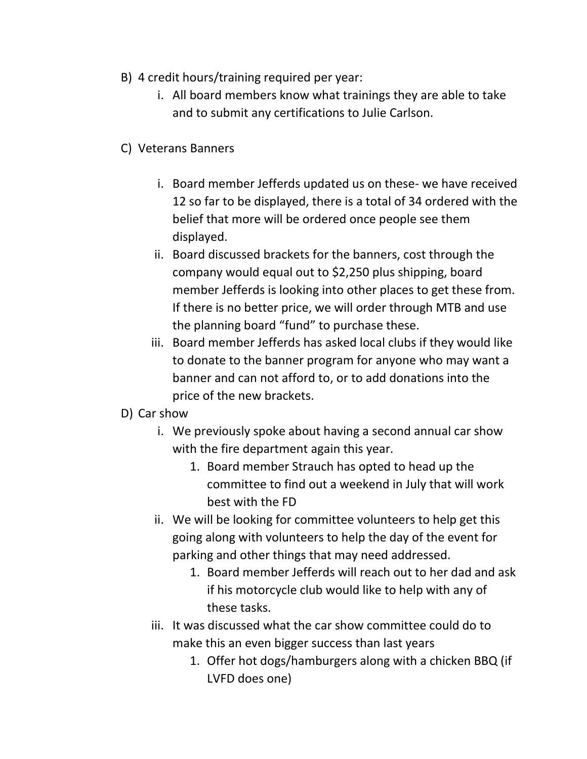B) 4 credit hours/training required per year:
   i. All board members know what trainings they are able to take and to submit any certifications to Julie Carlson.

C) Veterans Banners
   i. Board member Jefferds updated us on these- we have received 12 so far to be displayed, there is a total of 34 ordered with the belief that more will be ordered once people see them displayed.
   ii. Board discussed brackets for the banners, cost through the company would equal out to $2,250 plus shipping, board member Jefferds is looking into other places to get these from. If there is no better price, we will order through MTB and use the planning board "fund" to purchase these.
   iii. Board member Jefferds has asked local clubs if they would like to donate to the banner program for anyone who may want a banner and can not afford to, or to add donations into the price of the new brackets.

D) Car show
   i. We previously spoke about having a second annual car show with the fire department again this year.
      1. Board member Strauch has opted to head up the committee to find out a weekend in July that will work best with the FD
   ii. We will be looking for committee volunteers to help get this going along with volunteers to help the day of the event for parking and other things that may need addressed.
      1. Board member Jefferds will reach out to her dad and ask if his motorcycle club would like to help with any of these tasks.
   iii. It was discussed what the car show committee could do to make this an even bigger success than last years
      1. Offer hot dogs/hamburgers along with a chicken BBQ (if LVFD does one)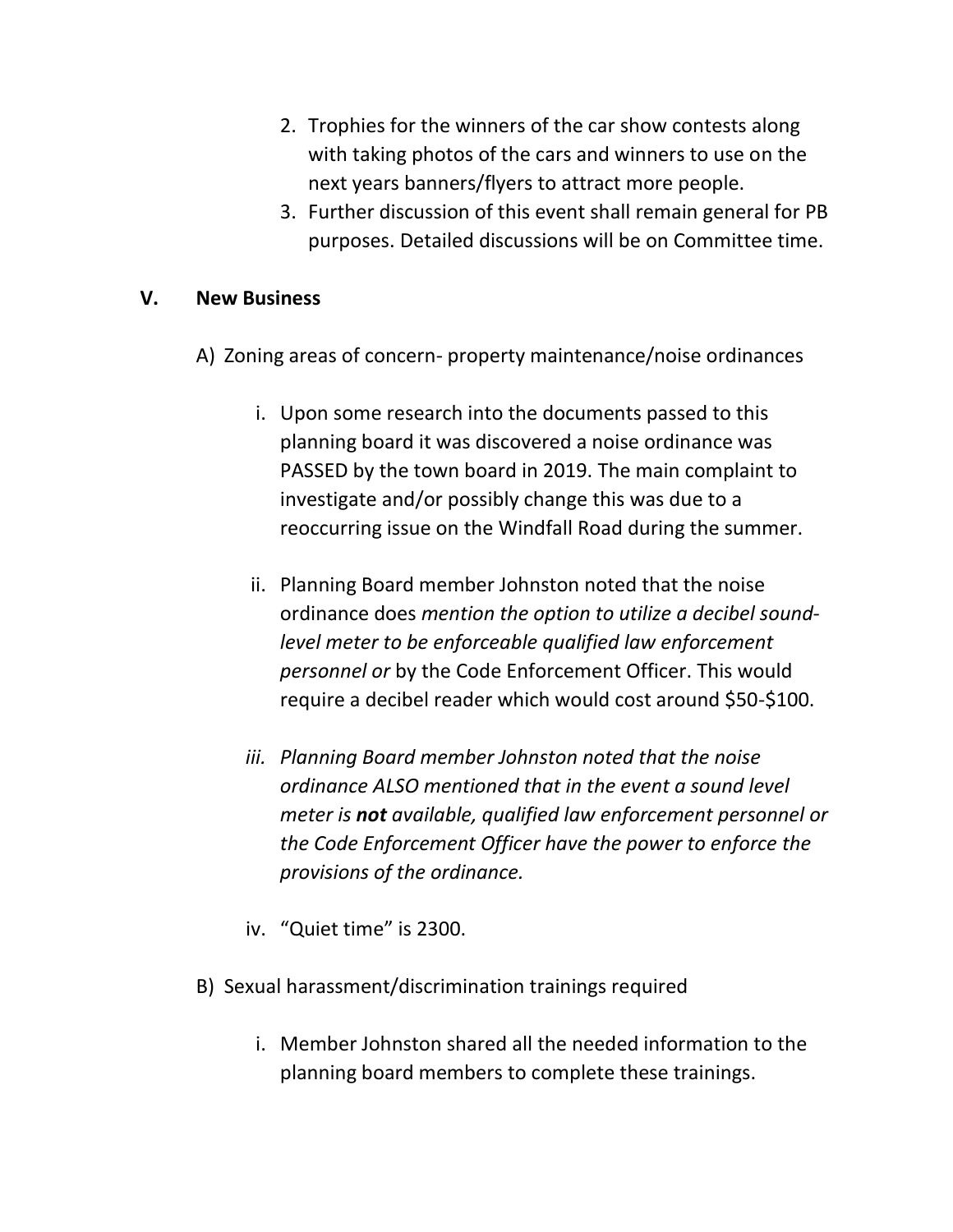2. Trophies for the winners of the car show contests along with taking photos of the cars and winners to use on the next years banners/flyers to attract more people.
3. Further discussion of this event shall remain general for PB purposes. Detailed discussions will be on Committee time.

## V. New Business

A) Zoning areas of concern- property maintenance/noise ordinances

i. Upon some research into the documents passed to this planning board it was discovered a noise ordinance was PASSED by the town board in 2019. The main complaint to investigate and/or possibly change this was due to a reoccurring issue on the Windfall Road during the summer.

ii. Planning Board member Johnston noted that the noise ordinance does *mention the option to utilize a decibel sound-level meter to be enforceable qualified law enforcement personnel or* by the Code Enforcement Officer. This would require a decibel reader which would cost around $50-$100.

*iii. Planning Board member Johnston noted that the noise ordinance ALSO mentioned that in the event a sound level meter is* ***not*** *available, qualified law enforcement personnel or the Code Enforcement Officer have the power to enforce the provisions of the ordinance.*

iv. "Quiet time" is 2300.

B) Sexual harassment/discrimination trainings required

i. Member Johnston shared all the needed information to the planning board members to complete these trainings.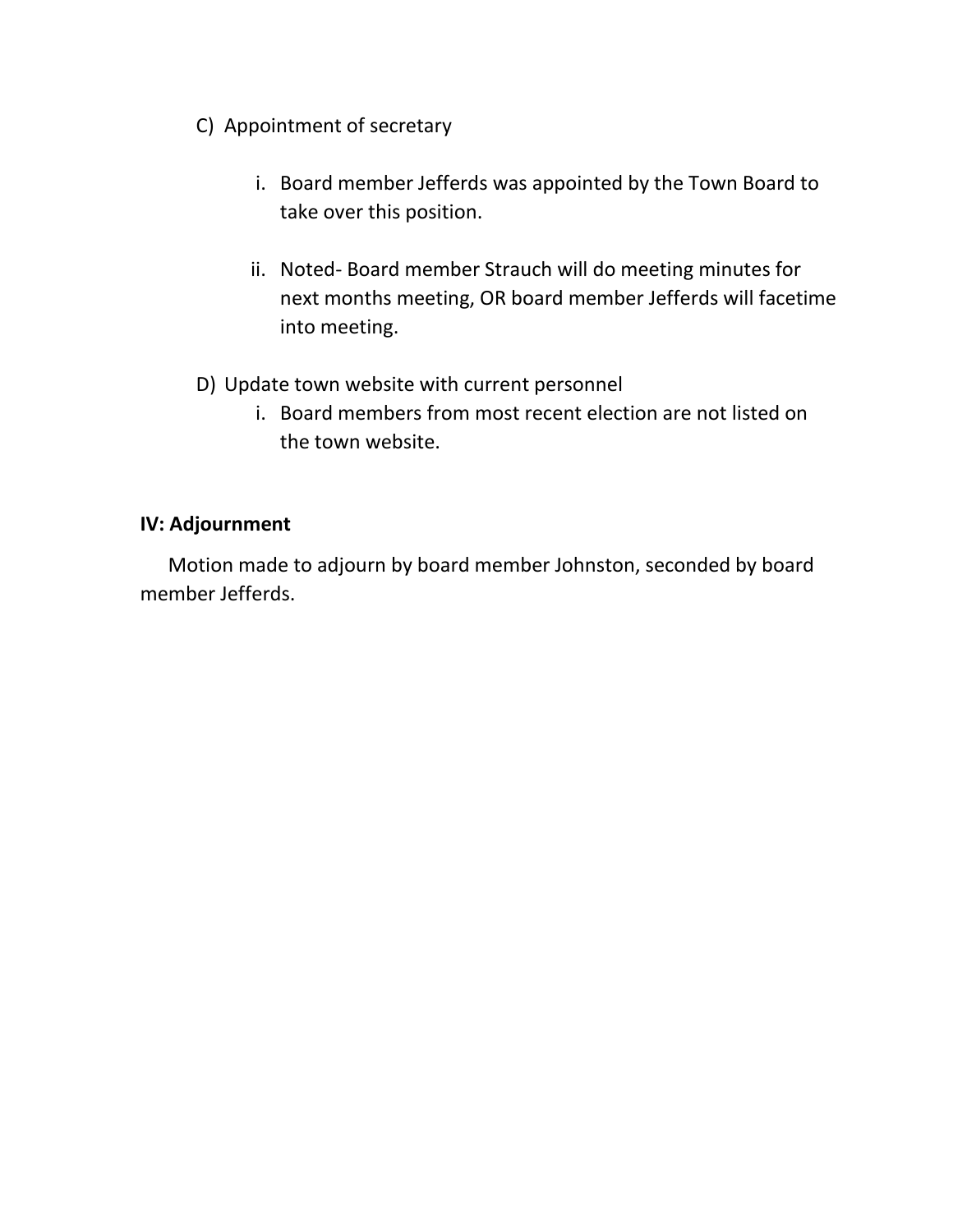C) Appointment of secretary

   i. Board member Jefferds was appointed by the Town Board to take over this position.

   ii. Noted- Board member Strauch will do meeting minutes for next months meeting, OR board member Jefferds will facetime into meeting.

D) Update town website with current personnel

   i. Board members from most recent election are not listed on the town website.

**IV: Adjournment**

Motion made to adjourn by board member Johnston, seconded by board member Jefferds.